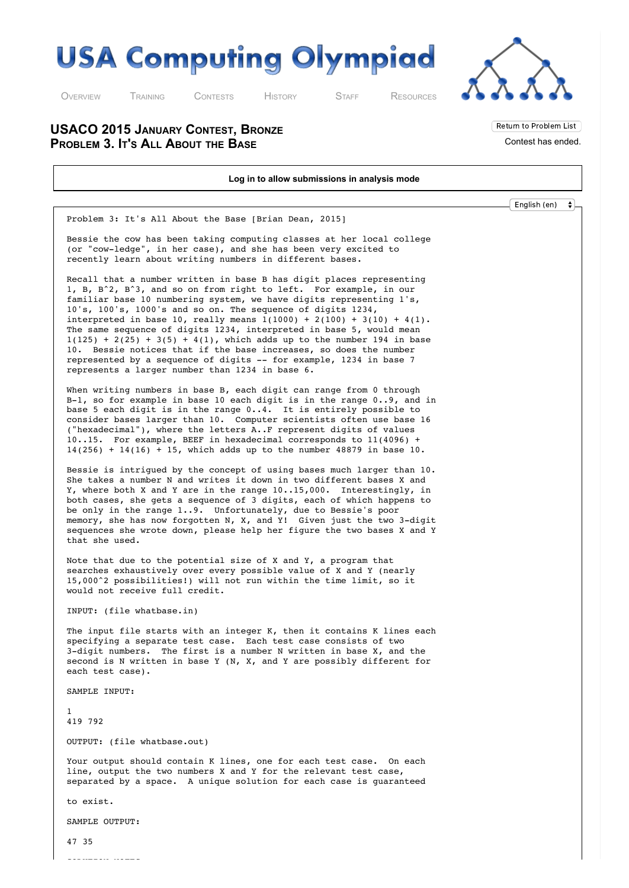# USA Computing Olympiad

OVERVIEW TRAINING CONTESTS HISTORY STAFF RESOURCES

## USACO 2015 January Contest, Bronze
## Problem 3. It's All About the Base

Return to Problem List

Contest has ended.

**Log in to allow submissions in analysis mode**

English (en)

Problem 3: It's All About the Base [Brian Dean, 2015]

Bessie the cow has been taking computing classes at her local college (or "cow-ledge", in her case), and she has been very excited to recently learn about writing numbers in different bases.

Recall that a number written in base B has digit places representing 1, B, B^2, B^3, and so on from right to left. For example, in our familiar base 10 numbering system, we have digits representing 1's, 10's, 100's, 1000's and so on. The sequence of digits 1234, interpreted in base 10, really means 1(1000) + 2(100) + 3(10) + 4(1). The same sequence of digits 1234, interpreted in base 5, would mean 1(125) + 2(25) + 3(5) + 4(1), which adds up to the number 194 in base 10. Bessie notices that if the base increases, so does the number represented by a sequence of digits -- for example, 1234 in base 7 represents a larger number than 1234 in base 6.

When writing numbers in base B, each digit can range from 0 through B-1, so for example in base 10 each digit is in the range 0..9, and in base 5 each digit is in the range 0..4. It is entirely possible to consider bases larger than 10. Computer scientists often use base 16 ("hexadecimal"), where the letters A..F represent digits of values 10..15. For example, BEEF in hexadecimal corresponds to 11(4096) + 14(256) + 14(16) + 15, which adds up to the number 48879 in base 10.

Bessie is intrigued by the concept of using bases much larger than 10. She takes a number N and writes it down in two different bases X and Y, where both X and Y are in the range 10..15,000. Interestingly, in both cases, she gets a sequence of 3 digits, each of which happens to be only in the range 1..9. Unfortunately, due to Bessie's poor memory, she has now forgotten N, X, and Y! Given just the two 3-digit sequences she wrote down, please help her figure the two bases X and Y that she used.

Note that due to the potential size of X and Y, a program that searches exhaustively over every possible value of X and Y (nearly 15,000^2 possibilities!) will not run within the time limit, so it would not receive full credit.

INPUT: (file whatbase.in)

The input file starts with an integer K, then it contains K lines each specifying a separate test case. Each test case consists of two 3-digit numbers. The first is a number N written in base X, and the second is N written in base Y (N, X, and Y are possibly different for each test case).

SAMPLE INPUT:

```
1
419 792
```

OUTPUT: (file whatbase.out)

Your output should contain K lines, one for each test case. On each line, output the two numbers X and Y for the relevant test case, separated by a space. A unique solution for each case is guaranteed to exist.

SAMPLE OUTPUT:

```
47 35
```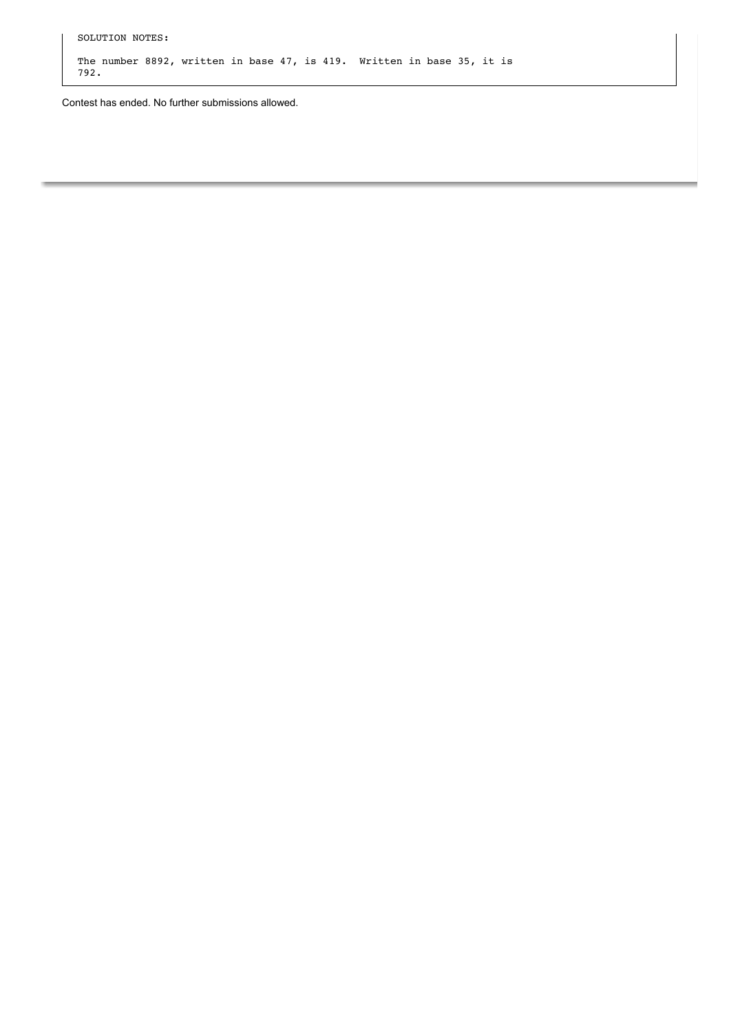```
SOLUTION NOTES:

The number 8892, written in base 47, is 419.  Written in base 35, it is
792.
```

Contest has ended. No further submissions allowed.